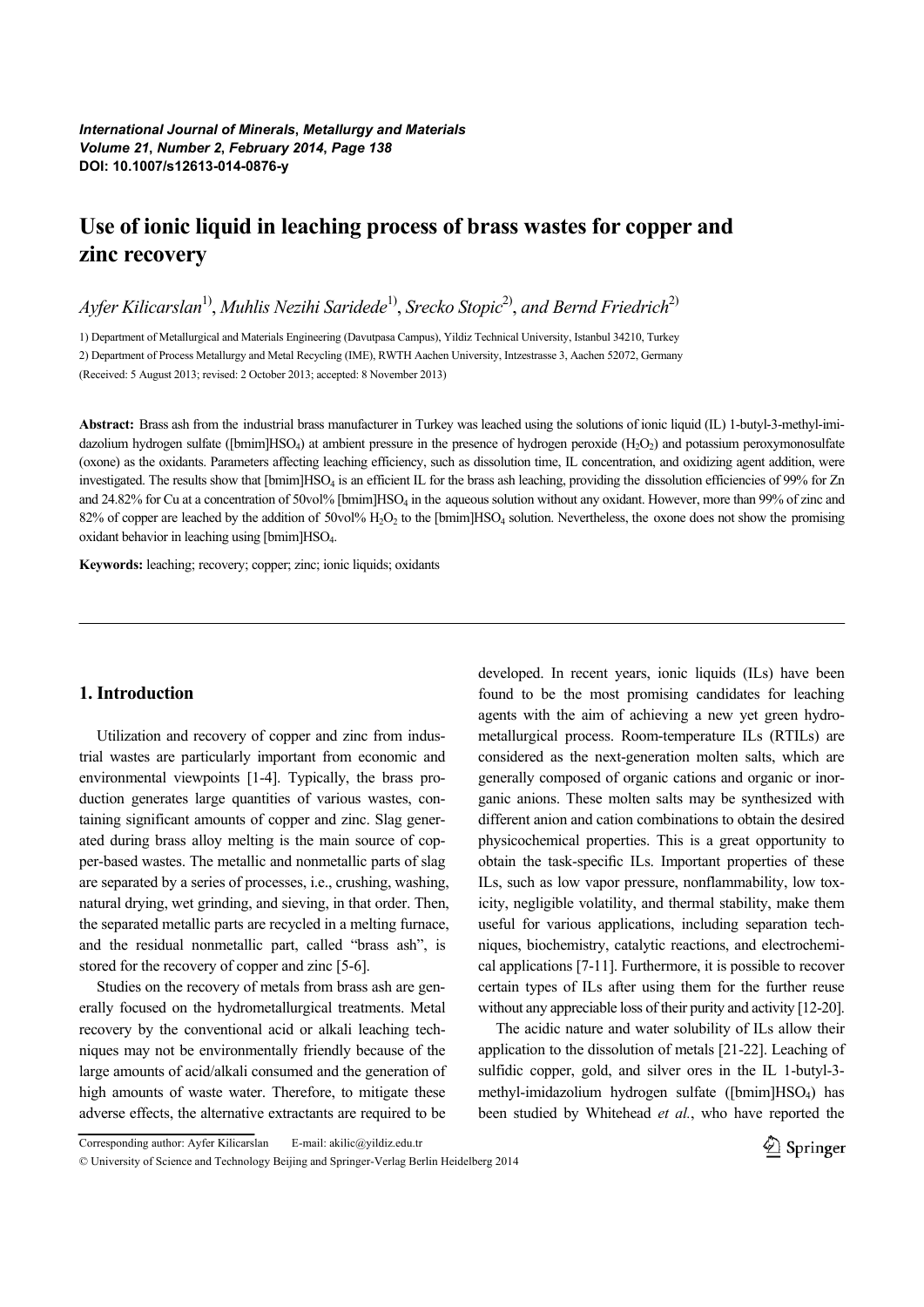# Use of ionic liquid in leaching process of brass wastes for copper and zinc recovery

*Ayfer Kilicarslan*[1], *Muhlis Nezihi Saridede*[1], *Srecko Stopic*[2], *and Bernd Friedrich*[2]

1) Department of Metallurgical and Materials Engineering (Davutpasa Campus), Yildiz Technical University, Istanbul 34210, Turkey

2) Department of Process Metallurgy and Metal Recycling (IME), RWTH Aachen University, Intzestrasse 3, Aachen 52072, Germany

(Received: 5 August 2013; revised: 2 October 2013; accepted: 8 November 2013)

**Abstract:** Brass ash from the industrial brass manufacturer in Turkey was leached using the solutions of ionic liquid (IL) 1-butyl-3-methyl-imidazolium hydrogen sulfate ([bmim]$HSO_4$) at ambient pressure in the presence of hydrogen peroxide ($H_2O_2$) and potassium peroxymonosulfate (oxone) as the oxidants. Parameters affecting leaching efficiency, such as dissolution time, IL concentration, and oxidizing agent addition, were investigated. The results show that [bmim]$HSO_4$ is an efficient IL for the brass ash leaching, providing the dissolution efficiencies of 99% for Zn and 24.82% for Cu at a concentration of 50vol% [bmim]$HSO_4$ in the aqueous solution without any oxidant. However, more than 99% of zinc and 82% of copper are leached by the addition of 50vol% $H_2O_2$ to the [bmim]$HSO_4$ solution. Nevertheless, the oxone does not show the promising oxidant behavior in leaching using [bmim]$HSO_4$.

**Keywords:** leaching; recovery; copper; zinc; ionic liquids; oxidants

## 1. Introduction

Utilization and recovery of copper and zinc from industrial wastes are particularly important from economic and environmental viewpoints [1-4]. Typically, the brass production generates large quantities of various wastes, containing significant amounts of copper and zinc. Slag generated during brass alloy melting is the main source of copper-based wastes. The metallic and nonmetallic parts of slag are separated by a series of processes, i.e., crushing, washing, natural drying, wet grinding, and sieving, in that order. Then, the separated metallic parts are recycled in a melting furnace, and the residual nonmetallic part, called "brass ash", is stored for the recovery of copper and zinc [5-6].

Studies on the recovery of metals from brass ash are generally focused on the hydrometallurgical treatments. Metal recovery by the conventional acid or alkali leaching techniques may not be environmentally friendly because of the large amounts of acid/alkali consumed and the generation of high amounts of waste water. Therefore, to mitigate these adverse effects, the alternative extractants are required to be developed. In recent years, ionic liquids (ILs) have been found to be the most promising candidates for leaching agents with the aim of achieving a new yet green hydrometallurgical process. Room-temperature ILs (RTILs) are considered as the next-generation molten salts, which are generally composed of organic cations and organic or inorganic anions. These molten salts may be synthesized with different anion and cation combinations to obtain the desired physicochemical properties. This is a great opportunity to obtain the task-specific ILs. Important properties of these ILs, such as low vapor pressure, nonflammability, low toxicity, negligible volatility, and thermal stability, make them useful for various applications, including separation techniques, biochemistry, catalytic reactions, and electrochemical applications [7-11]. Furthermore, it is possible to recover certain types of ILs after using them for the further reuse without any appreciable loss of their purity and activity [12-20].

The acidic nature and water solubility of ILs allow their application to the dissolution of metals [21-22]. Leaching of sulfidic copper, gold, and silver ores in the IL 1-butyl-3-methyl-imidazolium hydrogen sulfate ([bmim]$HSO_4$) has been studied by Whitehead *et al.*, who have reported the

Corresponding author: Ayfer Kilicarslan E-mail: akilic@yildiz.edu.tr

© University of Science and Technology Beijing and Springer-Verlag Berlin Heidelberg 2014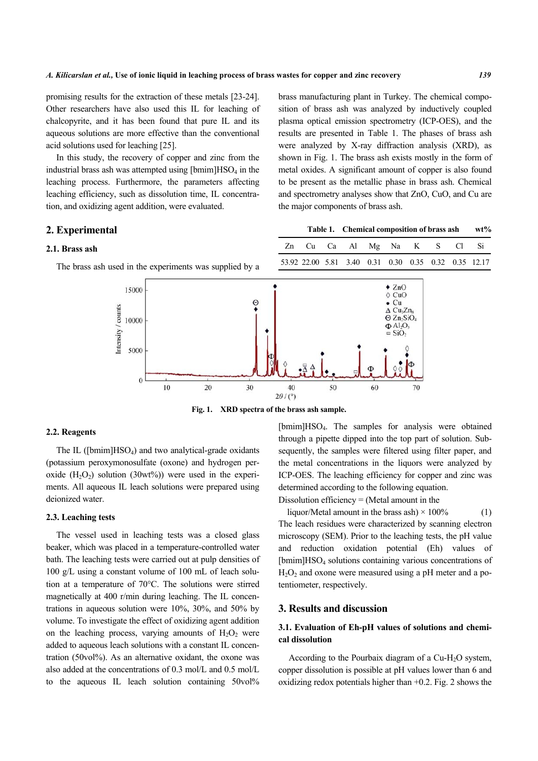promising results for the extraction of these metals [23-24]. Other researchers have also used this IL for leaching of chalcopyrite, and it has been found that pure IL and its aqueous solutions are more effective than the conventional acid solutions used for leaching [25].

In this study, the recovery of copper and zinc from the industrial brass ash was attempted using [bmim]$HSO_4$ in the leaching process. Furthermore, the parameters affecting leaching efficiency, such as dissolution time, IL concentration, and oxidizing agent addition, were evaluated.

## 2. Experimental

### 2.1. Brass ash

The brass ash used in the experiments was supplied by a brass manufacturing plant in Turkey. The chemical composition of brass ash was analyzed by inductively coupled plasma optical emission spectrometry (ICP-OES), and the results are presented in Table 1. The phases of brass ash were analyzed by X-ray diffraction analysis (XRD), as shown in Fig. 1. The brass ash exists mostly in the form of metal oxides. A significant amount of copper is also found to be present as the metallic phase in brass ash. Chemical and spectrometry analyses show that ZnO, CuO, and Cu are the major components of brass ash.

**Table 1. Chemical composition of brass ash** wt%

| Zn | Cu | Ca | Al | Mg | Na | K | S | Cl | Si |
|---|---|---|---|---|---|---|---|---|---|
| 53.92 | 22.00 | 5.81 | 3.40 | 0.31 | 0.30 | 0.35 | 0.32 | 0.35 | 12.17 |

**Fig. 1. XRD spectra of the brass ash sample.**

### 2.2. Reagents

The IL ([bmim]$HSO_4$) and two analytical-grade oxidants (potassium peroxymonosulfate (oxone) and hydrogen peroxide ($H_2O_2$) solution (30wt%)) were used in the experiments. All aqueous IL leach solutions were prepared using deionized water.

### 2.3. Leaching tests

The vessel used in leaching tests was a closed glass beaker, which was placed in a temperature-controlled water bath. The leaching tests were carried out at pulp densities of 100 g/L using a constant volume of 100 mL of leach solution at a temperature of 70°C. The solutions were stirred magnetically at 400 r/min during leaching. The IL concentrations in aqueous solution were 10%, 30%, and 50% by volume. To investigate the effect of oxidizing agent addition on the leaching process, varying amounts of $H_2O_2$ were added to aqueous leach solutions with a constant IL concentration (50vol%). As an alternative oxidant, the oxone was also added at the concentrations of 0.3 mol/L and 0.5 mol/L to the aqueous IL leach solution containing 50vol% [bmim]$HSO_4$. The samples for analysis were obtained through a pipette dipped into the top part of solution. Subsequently, the samples were filtered using filter paper, and the metal concentrations in the liquors were analyzed by ICP-OES. The leaching efficiency for copper and zinc was determined according to the following equation.

$$\text{Dissolution efficiency} = (\text{Metal amount in the liquor/Metal amount in the brass ash}) \times 100\% \qquad (1)$$

The leach residues were characterized by scanning electron microscopy (SEM). Prior to the leaching tests, the pH value and reduction oxidation potential (Eh) values of [bmim]$HSO_4$ solutions containing various concentrations of $H_2O_2$ and oxone were measured using a pH meter and a potentiometer, respectively.

## 3. Results and discussion

### 3.1. Evaluation of Eh-pH values of solutions and chemical dissolution

According to the Pourbaix diagram of a Cu-$H_2O$ system, copper dissolution is possible at pH values lower than 6 and oxidizing redox potentials higher than +0.2. Fig. 2 shows the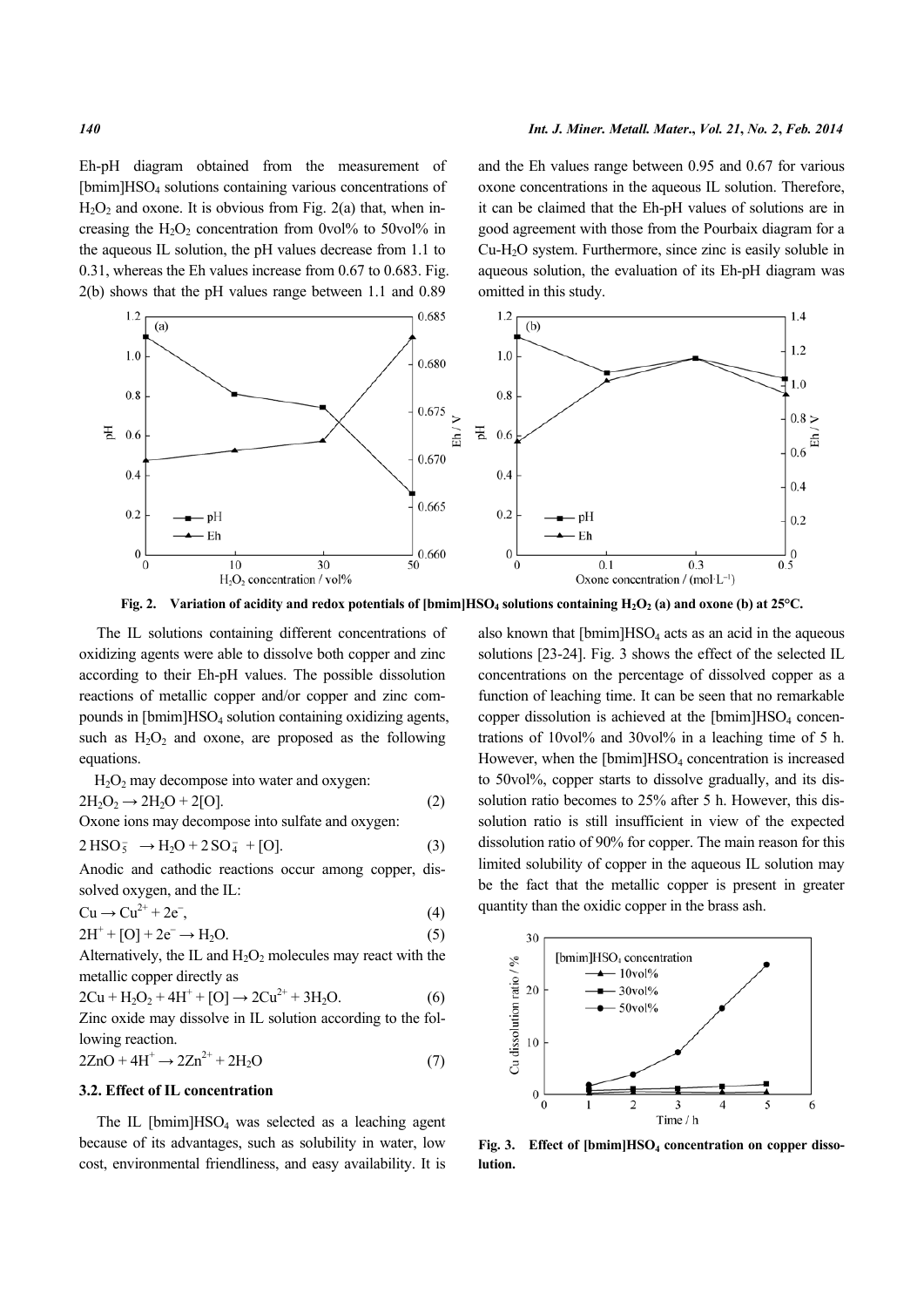Eh-pH diagram obtained from the measurement of $[bmim]HSO_4$ solutions containing various concentrations of $H_2O_2$ and oxone. It is obvious from Fig. 2(a) that, when increasing the $H_2O_2$ concentration from 0vol% to 50vol% in the aqueous IL solution, the pH values decrease from 1.1 to 0.31, whereas the Eh values increase from 0.67 to 0.683. Fig. 2(b) shows that the pH values range between 1.1 and 0.89 and the Eh values range between 0.95 and 0.67 for various oxone concentrations in the aqueous IL solution. Therefore, it can be claimed that the Eh-pH values of solutions are in good agreement with those from the Pourbaix diagram for a Cu-$H_2O$ system. Furthermore, since zinc is easily soluble in aqueous solution, the evaluation of its Eh-pH diagram was omitted in this study.

**Fig. 2. Variation of acidity and redox potentials of $[bmim]HSO_4$ solutions containing $H_2O_2$ (a) and oxone (b) at 25°C.**

The IL solutions containing different concentrations of oxidizing agents were able to dissolve both copper and zinc according to their Eh-pH values. The possible dissolution reactions of metallic copper and/or copper and zinc compounds in $[bmim]HSO_4$ solution containing oxidizing agents, such as $H_2O_2$ and oxone, are proposed as the following equations.

$H_2O_2$ may decompose into water and oxygen:

$$2H_2O_2 \rightarrow 2H_2O + 2[O]. \quad (2)$$

Oxone ions may decompose into sulfate and oxygen:

$$2\,HSO_5^- \rightarrow H_2O + 2\,SO_4^- + [O]. \quad (3)$$

Anodic and cathodic reactions occur among copper, dissolved oxygen, and the IL:

$$Cu \rightarrow Cu^{2+} + 2e^-, \quad (4)$$

$$2H^+ + [O] + 2e^- \rightarrow H_2O. \quad (5)$$

Alternatively, the IL and $H_2O_2$ molecules may react with the metallic copper directly as

$$2Cu + H_2O_2 + 4H^+ + [O] \rightarrow 2Cu^{2+} + 3H_2O. \quad (6)$$

Zinc oxide may dissolve in IL solution according to the following reaction.

$$2ZnO + 4H^+ \rightarrow 2Zn^{2+} + 2H_2O \quad (7)$$

### 3.2. Effect of IL concentration

The IL $[bmim]HSO_4$ was selected as a leaching agent because of its advantages, such as solubility in water, low cost, environmental friendliness, and easy availability. It is also known that $[bmim]HSO_4$ acts as an acid in the aqueous solutions [23-24]. Fig. 3 shows the effect of the selected IL concentrations on the percentage of dissolved copper as a function of leaching time. It can be seen that no remarkable copper dissolution is achieved at the $[bmim]HSO_4$ concentrations of 10vol% and 30vol% in a leaching time of 5 h. However, when the $[bmim]HSO_4$ concentration is increased to 50vol%, copper starts to dissolve gradually, and its dissolution ratio becomes to 25% after 5 h. However, this dissolution ratio is still insufficient in view of the expected dissolution ratio of 90% for copper. The main reason for this limited solubility of copper in the aqueous IL solution may be the fact that the metallic copper is present in greater quantity than the oxidic copper in the brass ash.

**Fig. 3. Effect of $[bmim]HSO_4$ concentration on copper dissolution.**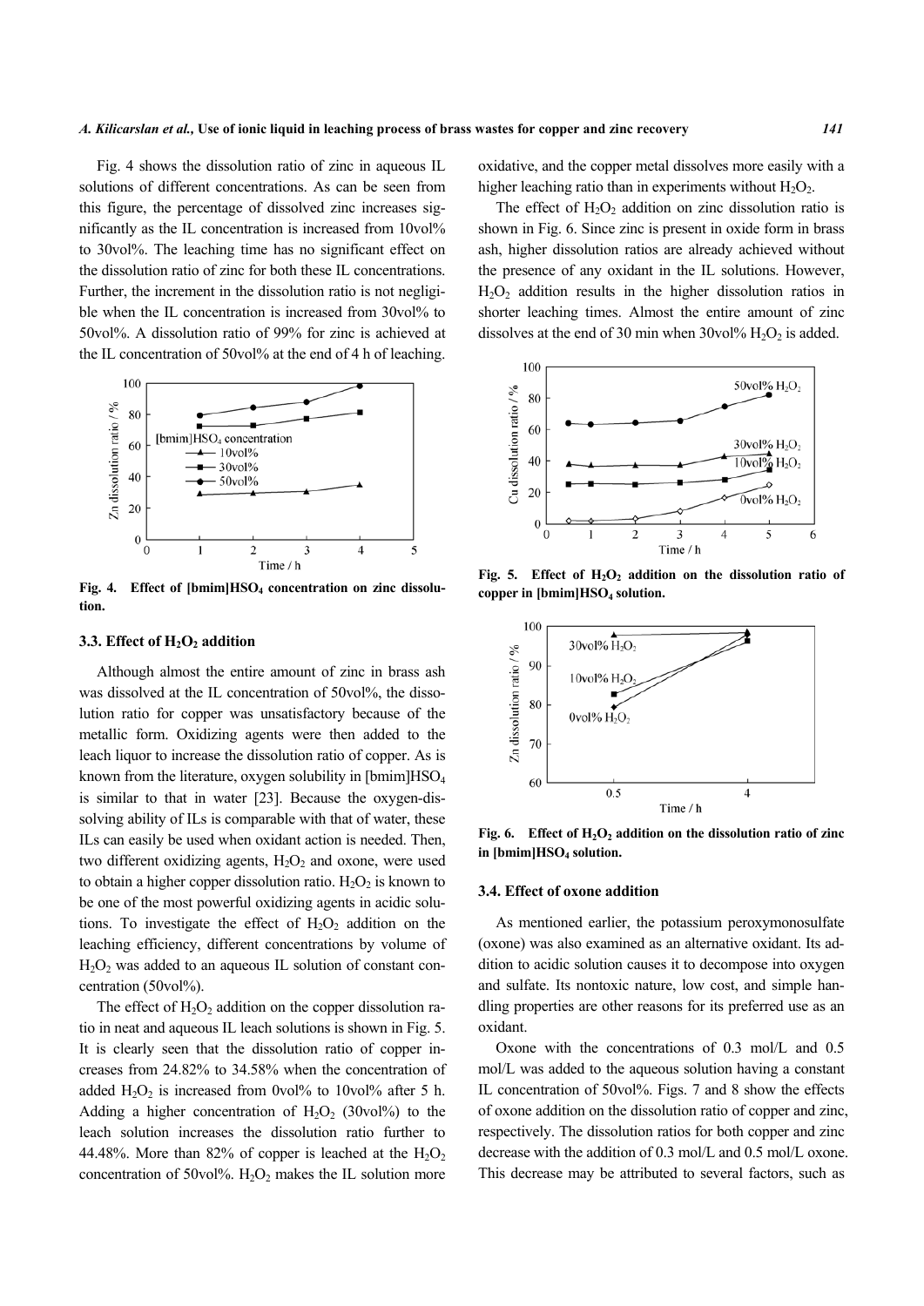Fig. 4 shows the dissolution ratio of zinc in aqueous IL solutions of different concentrations. As can be seen from this figure, the percentage of dissolved zinc increases significantly as the IL concentration is increased from 10vol% to 30vol%. The leaching time has no significant effect on the dissolution ratio of zinc for both these IL concentrations. Further, the increment in the dissolution ratio is not negligible when the IL concentration is increased from 30vol% to 50vol%. A dissolution ratio of 99% for zinc is achieved at the IL concentration of 50vol% at the end of 4 h of leaching.

**Fig. 4. Effect of [bmim]$HSO_4$ concentration on zinc dissolution.**

### 3.3. Effect of $H_2O_2$ addition

Although almost the entire amount of zinc in brass ash was dissolved at the IL concentration of 50vol%, the dissolution ratio for copper was unsatisfactory because of the metallic form. Oxidizing agents were then added to the leach liquor to increase the dissolution ratio of copper. As is known from the literature, oxygen solubility in [bmim]$HSO_4$ is similar to that in water [23]. Because the oxygen-dissolving ability of ILs is comparable with that of water, these ILs can easily be used when oxidant action is needed. Then, two different oxidizing agents, $H_2O_2$ and oxone, were used to obtain a higher copper dissolution ratio. $H_2O_2$ is known to be one of the most powerful oxidizing agents in acidic solutions. To investigate the effect of $H_2O_2$ addition on the leaching efficiency, different concentrations by volume of $H_2O_2$ was added to an aqueous IL solution of constant concentration (50vol%).

The effect of $H_2O_2$ addition on the copper dissolution ratio in neat and aqueous IL leach solutions is shown in Fig. 5. It is clearly seen that the dissolution ratio of copper increases from 24.82% to 34.58% when the concentration of added $H_2O_2$ is increased from 0vol% to 10vol% after 5 h. Adding a higher concentration of $H_2O_2$ (30vol%) to the leach solution increases the dissolution ratio further to 44.48%. More than 82% of copper is leached at the $H_2O_2$ concentration of 50vol%. $H_2O_2$ makes the IL solution more oxidative, and the copper metal dissolves more easily with a higher leaching ratio than in experiments without $H_2O_2$.

The effect of $H_2O_2$ addition on zinc dissolution ratio is shown in Fig. 6. Since zinc is present in oxide form in brass ash, higher dissolution ratios are already achieved without the presence of any oxidant in the IL solutions. However, $H_2O_2$ addition results in the higher dissolution ratios in shorter leaching times. Almost the entire amount of zinc dissolves at the end of 30 min when 30vol% $H_2O_2$ is added.

**Fig. 5. Effect of $H_2O_2$ addition on the dissolution ratio of copper in [bmim]$HSO_4$ solution.**

**Fig. 6. Effect of $H_2O_2$ addition on the dissolution ratio of zinc in [bmim]$HSO_4$ solution.**

### 3.4. Effect of oxone addition

As mentioned earlier, the potassium peroxymonosulfate (oxone) was also examined as an alternative oxidant. Its addition to acidic solution causes it to decompose into oxygen and sulfate. Its nontoxic nature, low cost, and simple handling properties are other reasons for its preferred use as an oxidant.

Oxone with the concentrations of 0.3 mol/L and 0.5 mol/L was added to the aqueous solution having a constant IL concentration of 50vol%. Figs. 7 and 8 show the effects of oxone addition on the dissolution ratio of copper and zinc, respectively. The dissolution ratios for both copper and zinc decrease with the addition of 0.3 mol/L and 0.5 mol/L oxone. This decrease may be attributed to several factors, such as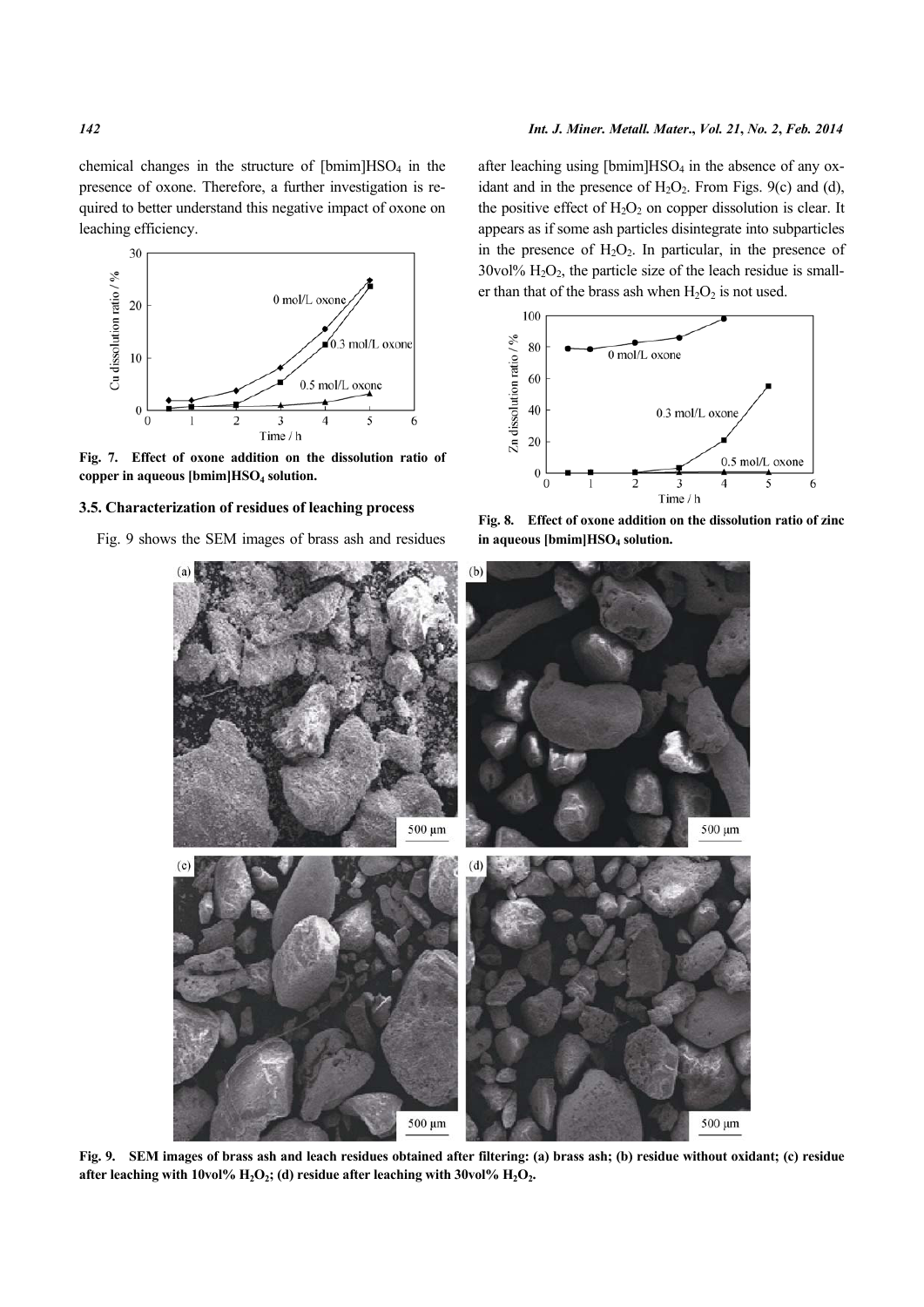chemical changes in the structure of [bmim]$HSO_4$ in the presence of oxone. Therefore, a further investigation is required to better understand this negative impact of oxone on leaching efficiency.

**Fig. 7. Effect of oxone addition on the dissolution ratio of copper in aqueous [bmim]$HSO_4$ solution.**

### 3.5. Characterization of residues of leaching process

Fig. 9 shows the SEM images of brass ash and residues after leaching using [bmim]$HSO_4$ in the absence of any oxidant and in the presence of $H_2O_2$. From Figs. 9(c) and (d), the positive effect of $H_2O_2$ on copper dissolution is clear. It appears as if some ash particles disintegrate into subparticles in the presence of $H_2O_2$. In particular, in the presence of 30vol% $H_2O_2$, the particle size of the leach residue is smaller than that of the brass ash when $H_2O_2$ is not used.

**Fig. 8. Effect of oxone addition on the dissolution ratio of zinc in aqueous [bmim]$HSO_4$ solution.**

**Fig. 9. SEM images of brass ash and leach residues obtained after filtering: (a) brass ash; (b) residue without oxidant; (c) residue after leaching with 10vol% $H_2O_2$; (d) residue after leaching with 30vol% $H_2O_2$.**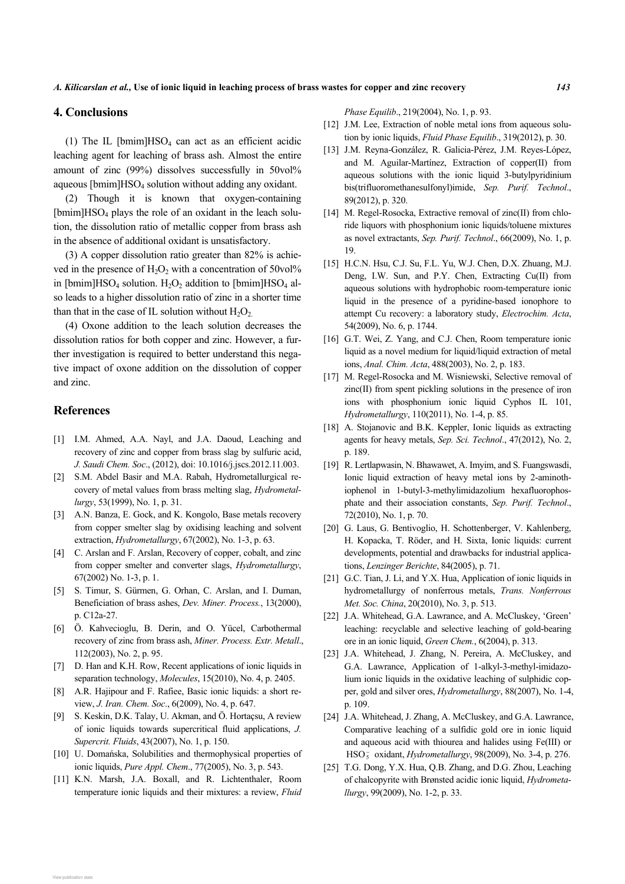## 4. Conclusions

(1) The IL [bmim]$HSO_4$ can act as an efficient acidic leaching agent for leaching of brass ash. Almost the entire amount of zinc (99%) dissolves successfully in 50vol% aqueous [bmim]$HSO_4$ solution without adding any oxidant.

(2) Though it is known that oxygen-containing [bmim]$HSO_4$ plays the role of an oxidant in the leach solution, the dissolution ratio of metallic copper from brass ash in the absence of additional oxidant is unsatisfactory.

(3) A copper dissolution ratio greater than 82% is achieved in the presence of $H_2O_2$ with a concentration of 50vol% in [bmim]$HSO_4$ solution. $H_2O_2$ addition to [bmim]$HSO_4$ also leads to a higher dissolution ratio of zinc in a shorter time than that in the case of IL solution without $H_2O_2$.

(4) Oxone addition to the leach solution decreases the dissolution ratios for both copper and zinc. However, a further investigation is required to better understand this negative impact of oxone addition on the dissolution of copper and zinc.

## References

[1] I.M. Ahmed, A.A. Nayl, and J.A. Daoud, Leaching and recovery of zinc and copper from brass slag by sulfuric acid, *J. Saudi Chem. Soc*., (2012), doi: 10.1016/j.jscs.2012.11.003.

[2] S.M. Abdel Basir and M.A. Rabah, Hydrometallurgical recovery of metal values from brass melting slag, *Hydrometallurgy*, 53(1999), No. 1, p. 31.

[3] A.N. Banza, E. Gock, and K. Kongolo, Base metals recovery from copper smelter slag by oxidising leaching and solvent extraction, *Hydrometallurgy*, 67(2002), No. 1-3, p. 63.

[4] C. Arslan and F. Arslan, Recovery of copper, cobalt, and zinc from copper smelter and converter slags, *Hydrometallurgy*, 67(2002) No. 1-3, p. 1.

[5] S. Timur, S. Gürmen, G. Orhan, C. Arslan, and I. Duman, Beneficiation of brass ashes, *Dev. Miner. Process.*, 13(2000), p. C12a-27.

[6] Ö. Kahvecioglu, B. Derin, and O. Yücel, Carbothermal recovery of zinc from brass ash, *Miner. Process. Extr. Metall*., 112(2003), No. 2, p. 95.

[7] D. Han and K.H. Row, Recent applications of ionic liquids in separation technology, *Molecules*, 15(2010), No. 4, p. 2405.

[8] A.R. Hajipour and F. Rafiee, Basic ionic liquids: a short review, *J. Iran. Chem. Soc*., 6(2009), No. 4, p. 647.

[9] S. Keskin, D.K. Talay, U. Akman, and Ö. Hortaçsu, A review of ionic liquids towards supercritical fluid applications, *J. Supercrit. Fluids*, 43(2007), No. 1, p. 150.

[10] U. Domańska, Solubilities and thermophysical properties of ionic liquids, *Pure Appl. Chem*., 77(2005), No. 3, p. 543.

[11] K.N. Marsh, J.A. Boxall, and R. Lichtenthaler, Room temperature ionic liquids and their mixtures: a review, *Fluid Phase Equilib*., 219(2004), No. 1, p. 93.

[12] J.M. Lee, Extraction of noble metal ions from aqueous solution by ionic liquids, *Fluid Phase Equilib*., 319(2012), p. 30.

[13] J.M. Reyna-González, R. Galicia-Pérez, J.M. Reyes-López, and M. Aguilar-Martínez, Extraction of copper(II) from aqueous solutions with the ionic liquid 3-butylpyridinium bis(trifluoromethanesulfonyl)imide, *Sep. Purif. Technol*., 89(2012), p. 320.

[14] M. Regel-Rosocka, Extractive removal of zinc(II) from chloride liquors with phosphonium ionic liquids/toluene mixtures as novel extractants, *Sep. Purif. Technol*., 66(2009), No. 1, p. 19.

[15] H.C.N. Hsu, C.J. Su, F.L. Yu, W.J. Chen, D.X. Zhuang, M.J. Deng, I.W. Sun, and P.Y. Chen, Extracting Cu(II) from aqueous solutions with hydrophobic room-temperature ionic liquid in the presence of a pyridine-based ionophore to attempt Cu recovery: a laboratory study, *Electrochim. Acta*, 54(2009), No. 6, p. 1744.

[16] G.T. Wei, Z. Yang, and C.J. Chen, Room temperature ionic liquid as a novel medium for liquid/liquid extraction of metal ions, *Anal. Chim. Acta*, 488(2003), No. 2, p. 183.

[17] M. Regel-Rosocka and M. Wisniewski, Selective removal of zinc(II) from spent pickling solutions in the presence of iron ions with phosphonium ionic liquid Cyphos IL 101, *Hydrometallurgy*, 110(2011), No. 1-4, p. 85.

[18] A. Stojanovic and B.K. Keppler, Ionic liquids as extracting agents for heavy metals, *Sep. Sci. Technol*., 47(2012), No. 2, p. 189.

[19] R. Lertlapwasin, N. Bhawawet, A. Imyim, and S. Fuangswasdi, Ionic liquid extraction of heavy metal ions by 2-aminothiophenol in 1-butyl-3-methylimidazolium hexafluorophosphate and their association constants, *Sep. Purif. Technol*., 72(2010), No. 1, p. 70.

[20] G. Laus, G. Bentivoglio, H. Schottenberger, V. Kahlenberg, H. Kopacka, T. Röder, and H. Sixta, Ionic liquids: current developments, potential and drawbacks for industrial applications, *Lenzinger Berichte*, 84(2005), p. 71.

[21] G.C. Tian, J. Li, and Y.X. Hua, Application of ionic liquids in hydrometallurgy of nonferrous metals, *Trans. Nonferrous Met. Soc. China*, 20(2010), No. 3, p. 513.

[22] J.A. Whitehead, G.A. Lawrance, and A. McCluskey, 'Green' leaching: recyclable and selective leaching of gold-bearing ore in an ionic liquid, *Green Chem.*, 6(2004), p. 313.

[23] J.A. Whitehead, J. Zhang, N. Pereira, A. McCluskey, and G.A. Lawrance, Application of 1-alkyl-3-methyl-imidazolium ionic liquids in the oxidative leaching of sulphidic copper, gold and silver ores, *Hydrometallurgy*, 88(2007), No. 1-4, p. 109.

[24] J.A. Whitehead, J. Zhang, A. McCluskey, and G.A. Lawrance, Comparative leaching of a sulfidic gold ore in ionic liquid and aqueous acid with thiourea and halides using Fe(III) or $HSO_5^-$ oxidant, *Hydrometallurgy*, 98(2009), No. 3-4, p. 276.

[25] T.G. Dong, Y.X. Hua, Q.B. Zhang, and D.G. Zhou, Leaching of chalcopyrite with Brønsted acidic ionic liquid, *Hydrometallurgy*, 99(2009), No. 1-2, p. 33.